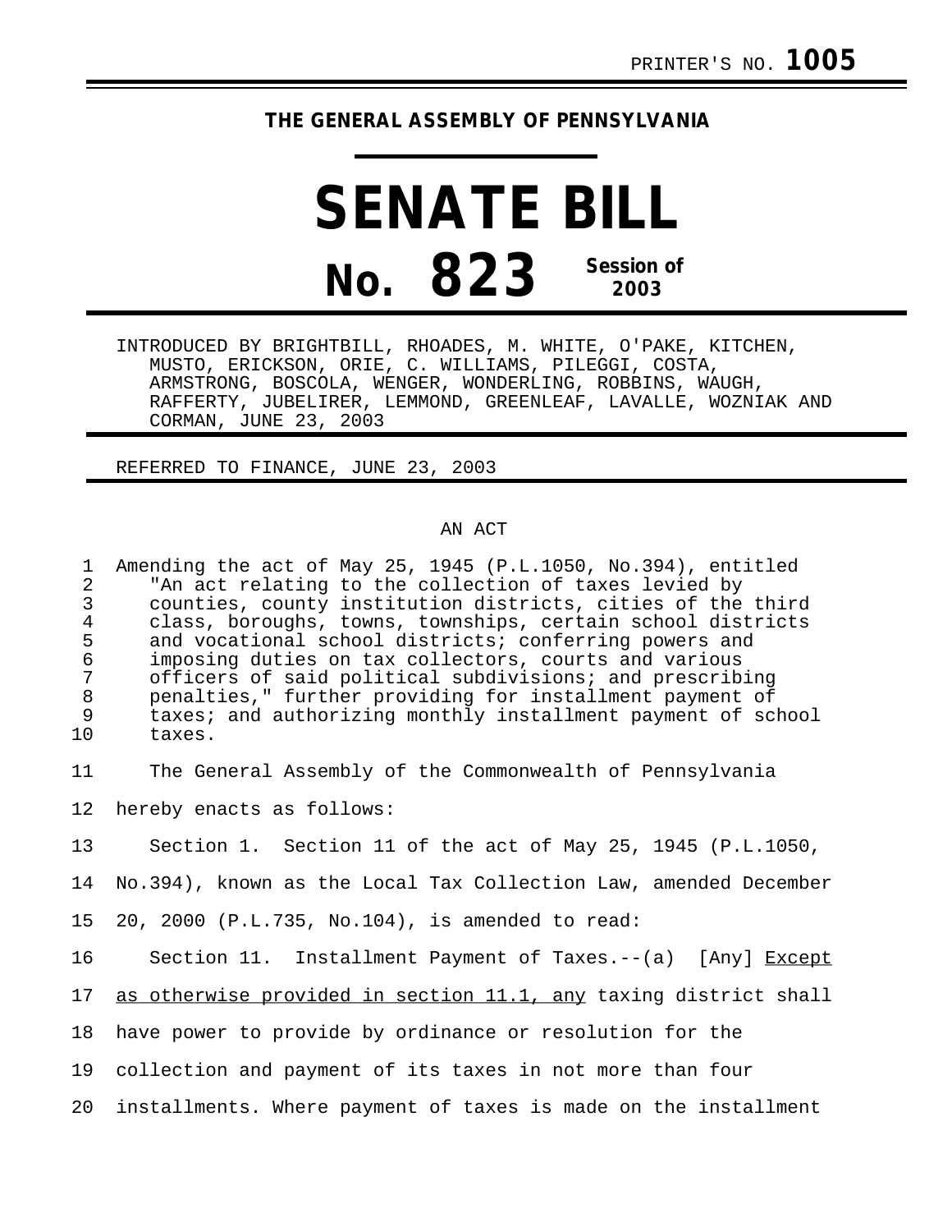PRINTER'S NO. **1005**

# THE GENERAL ASSEMBLY OF PENNSYLVANIA

# SENATE BILL

## No. 823 Session of 2003

INTRODUCED BY BRIGHTBILL, RHOADES, M. WHITE, O'PAKE, KITCHEN, MUSTO, ERICKSON, ORIE, C. WILLIAMS, PILEGGI, COSTA, ARMSTRONG, BOSCOLA, WENGER, WONDERLING, ROBBINS, WAUGH, RAFFERTY, JUBELIRER, LEMMOND, GREENLEAF, LAVALLE, WOZNIAK AND CORMAN, JUNE 23, 2003

REFERRED TO FINANCE, JUNE 23, 2003

AN ACT

1 Amending the act of May 25, 1945 (P.L.1050, No.394), entitled
2 "An act relating to the collection of taxes levied by
3 counties, county institution districts, cities of the third
4 class, boroughs, towns, townships, certain school districts
5 and vocational school districts; conferring powers and
6 imposing duties on tax collectors, courts and various
7 officers of said political subdivisions; and prescribing
8 penalties," further providing for installment payment of
9 taxes; and authorizing monthly installment payment of school
10 taxes.

11 The General Assembly of the Commonwealth of Pennsylvania
12 hereby enacts as follows:

13 Section 1. Section 11 of the act of May 25, 1945 (P.L.1050,
14 No.394), known as the Local Tax Collection Law, amended December
15 20, 2000 (P.L.735, No.104), is amended to read:

16 Section 11. Installment Payment of Taxes.--(a) [Any] <u>Except</u>
17 <u>as otherwise provided in section 11.1, any</u> taxing district shall
18 have power to provide by ordinance or resolution for the
19 collection and payment of its taxes in not more than four
20 installments. Where payment of taxes is made on the installment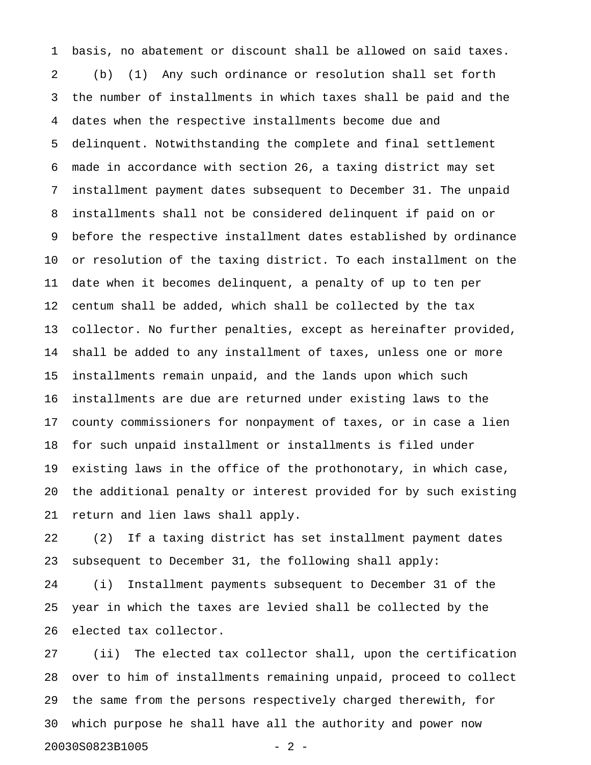basis, no abatement or discount shall be allowed on said taxes.

(b) (1) Any such ordinance or resolution shall set forth the number of installments in which taxes shall be paid and the dates when the respective installments become due and delinquent. Notwithstanding the complete and final settlement made in accordance with section 26, a taxing district may set installment payment dates subsequent to December 31. The unpaid installments shall not be considered delinquent if paid on or before the respective installment dates established by ordinance or resolution of the taxing district. To each installment on the date when it becomes delinquent, a penalty of up to ten per centum shall be added, which shall be collected by the tax collector. No further penalties, except as hereinafter provided, shall be added to any installment of taxes, unless one or more installments remain unpaid, and the lands upon which such installments are due are returned under existing laws to the county commissioners for nonpayment of taxes, or in case a lien for such unpaid installment or installments is filed under existing laws in the office of the prothonotary, in which case, the additional penalty or interest provided for by such existing return and lien laws shall apply.

(2) If a taxing district has set installment payment dates subsequent to December 31, the following shall apply:

(i) Installment payments subsequent to December 31 of the year in which the taxes are levied shall be collected by the elected tax collector.

(ii) The elected tax collector shall, upon the certification over to him of installments remaining unpaid, proceed to collect the same from the persons respectively charged therewith, for which purpose he shall have all the authority and power now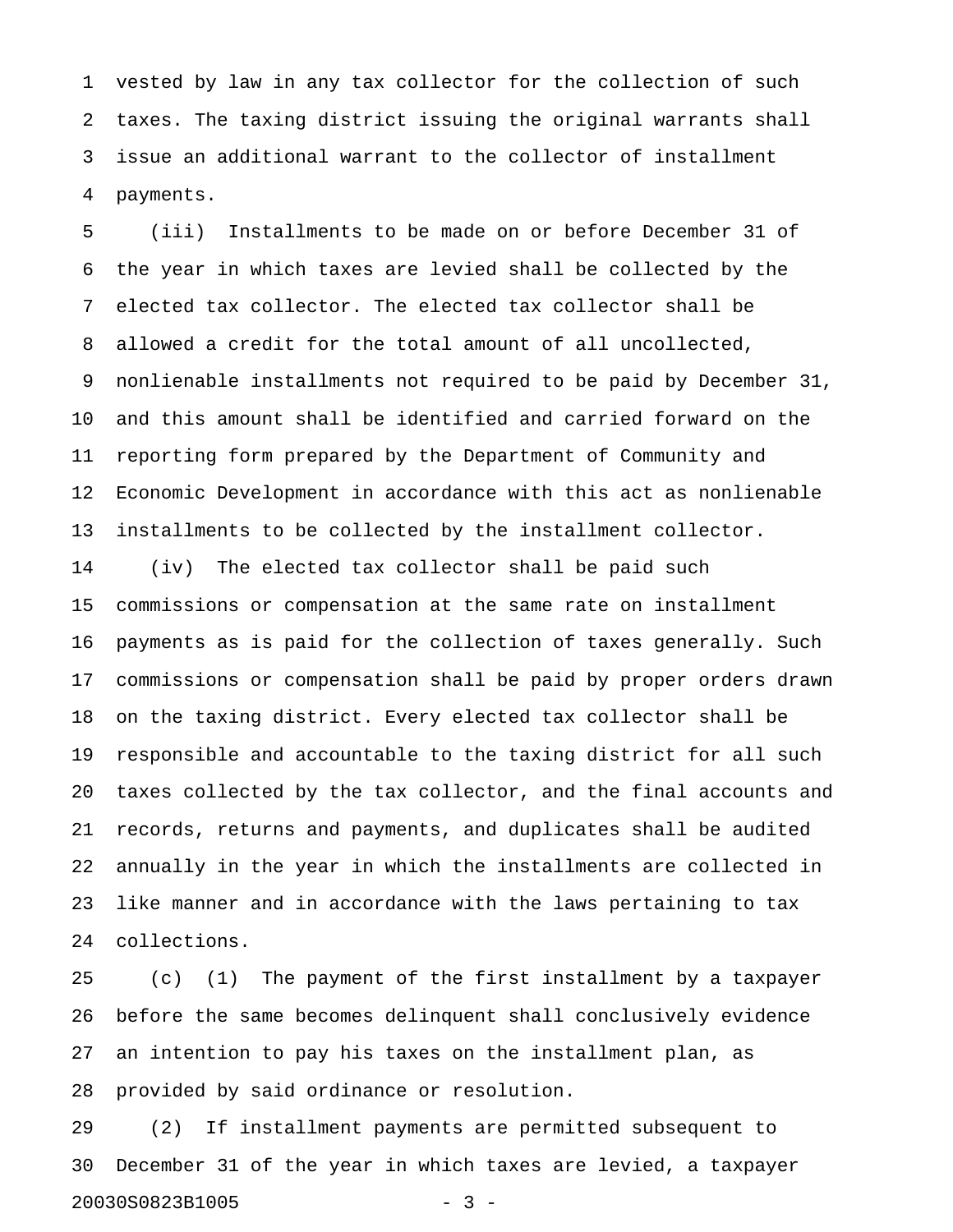vested by law in any tax collector for the collection of such taxes. The taxing district issuing the original warrants shall issue an additional warrant to the collector of installment payments.

(iii) Installments to be made on or before December 31 of the year in which taxes are levied shall be collected by the elected tax collector. The elected tax collector shall be allowed a credit for the total amount of all uncollected, nonlienable installments not required to be paid by December 31, and this amount shall be identified and carried forward on the reporting form prepared by the Department of Community and Economic Development in accordance with this act as nonlienable installments to be collected by the installment collector.

(iv) The elected tax collector shall be paid such commissions or compensation at the same rate on installment payments as is paid for the collection of taxes generally. Such commissions or compensation shall be paid by proper orders drawn on the taxing district. Every elected tax collector shall be responsible and accountable to the taxing district for all such taxes collected by the tax collector, and the final accounts and records, returns and payments, and duplicates shall be audited annually in the year in which the installments are collected in like manner and in accordance with the laws pertaining to tax collections.

(c) (1) The payment of the first installment by a taxpayer before the same becomes delinquent shall conclusively evidence an intention to pay his taxes on the installment plan, as provided by said ordinance or resolution.

(2) If installment payments are permitted subsequent to December 31 of the year in which taxes are levied, a taxpayer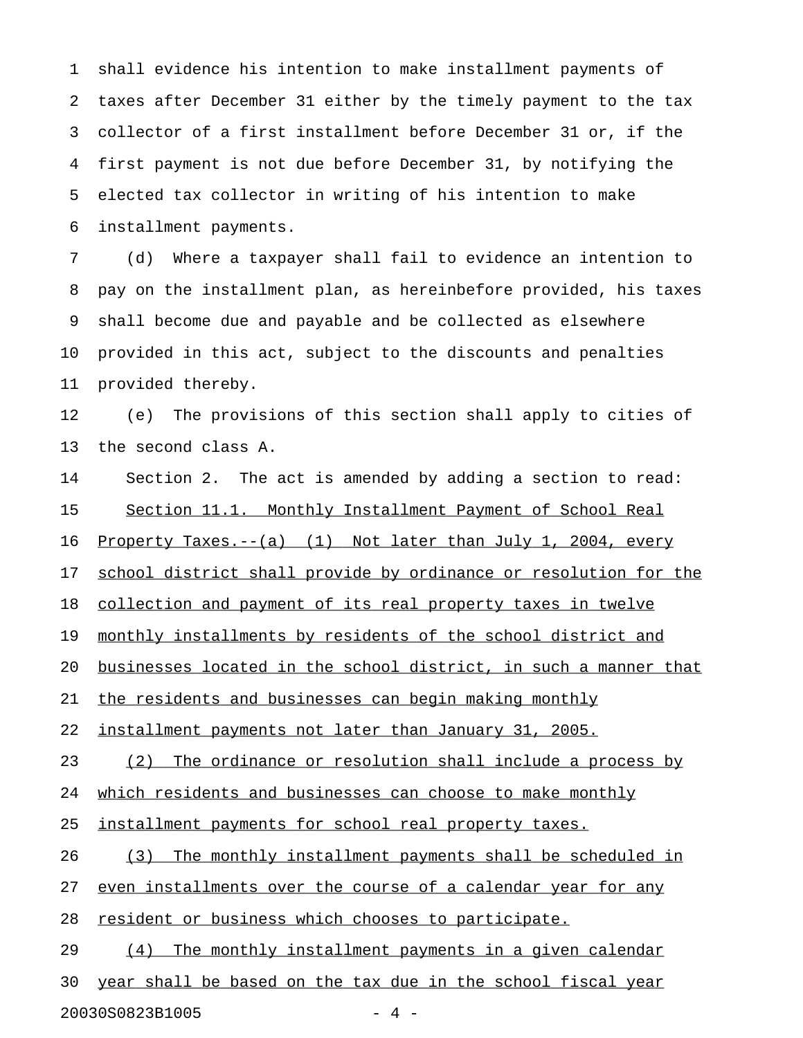shall evidence his intention to make installment payments of taxes after December 31 either by the timely payment to the tax collector of a first installment before December 31 or, if the first payment is not due before December 31, by notifying the elected tax collector in writing of his intention to make installment payments.

(d) Where a taxpayer shall fail to evidence an intention to pay on the installment plan, as hereinbefore provided, his taxes shall become due and payable and be collected as elsewhere provided in this act, subject to the discounts and penalties provided thereby.

(e) The provisions of this section shall apply to cities of the second class A.

Section 2. The act is amended by adding a section to read:

Section 11.1. Monthly Installment Payment of School Real Property Taxes.--(a) (1) Not later than July 1, 2004, every school district shall provide by ordinance or resolution for the collection and payment of its real property taxes in twelve monthly installments by residents of the school district and businesses located in the school district, in such a manner that the residents and businesses can begin making monthly installment payments not later than January 31, 2005.

(2) The ordinance or resolution shall include a process by which residents and businesses can choose to make monthly installment payments for school real property taxes.

(3) The monthly installment payments shall be scheduled in even installments over the course of a calendar year for any resident or business which chooses to participate.

(4) The monthly installment payments in a given calendar year shall be based on the tax due in the school fiscal year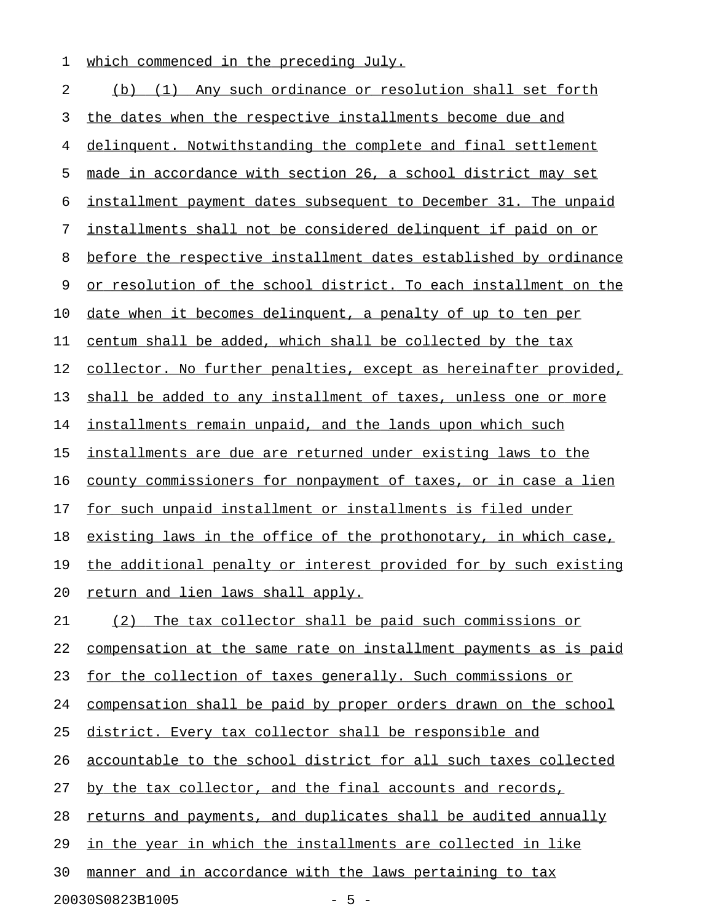which commenced in the preceding July.

(b) (1) Any such ordinance or resolution shall set forth the dates when the respective installments become due and delinquent. Notwithstanding the complete and final settlement made in accordance with section 26, a school district may set installment payment dates subsequent to December 31. The unpaid installments shall not be considered delinquent if paid on or before the respective installment dates established by ordinance or resolution of the school district. To each installment on the date when it becomes delinquent, a penalty of up to ten per centum shall be added, which shall be collected by the tax collector. No further penalties, except as hereinafter provided, shall be added to any installment of taxes, unless one or more installments remain unpaid, and the lands upon which such installments are due are returned under existing laws to the county commissioners for nonpayment of taxes, or in case a lien for such unpaid installment or installments is filed under existing laws in the office of the prothonotary, in which case, the additional penalty or interest provided for by such existing return and lien laws shall apply.

(2) The tax collector shall be paid such commissions or compensation at the same rate on installment payments as is paid for the collection of taxes generally. Such commissions or compensation shall be paid by proper orders drawn on the school district. Every tax collector shall be responsible and accountable to the school district for all such taxes collected by the tax collector, and the final accounts and records, returns and payments, and duplicates shall be audited annually in the year in which the installments are collected in like manner and in accordance with the laws pertaining to tax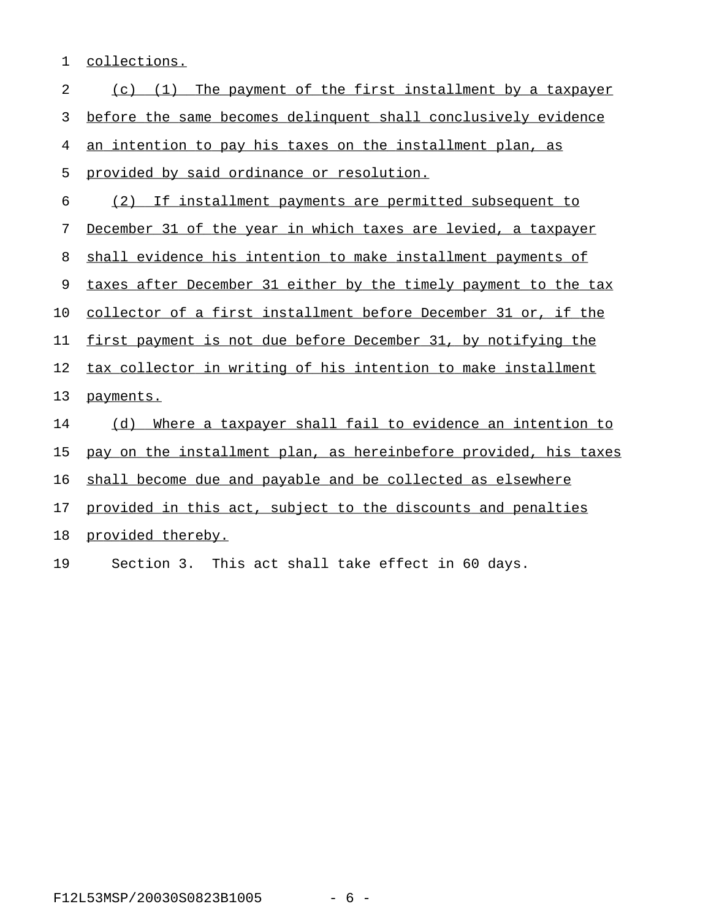collections.

(c) (1) The payment of the first installment by a taxpayer before the same becomes delinquent shall conclusively evidence an intention to pay his taxes on the installment plan, as provided by said ordinance or resolution.

(2) If installment payments are permitted subsequent to December 31 of the year in which taxes are levied, a taxpayer shall evidence his intention to make installment payments of taxes after December 31 either by the timely payment to the tax collector of a first installment before December 31 or, if the first payment is not due before December 31, by notifying the tax collector in writing of his intention to make installment payments.

(d) Where a taxpayer shall fail to evidence an intention to pay on the installment plan, as hereinbefore provided, his taxes shall become due and payable and be collected as elsewhere provided in this act, subject to the discounts and penalties provided thereby.

Section 3. This act shall take effect in 60 days.